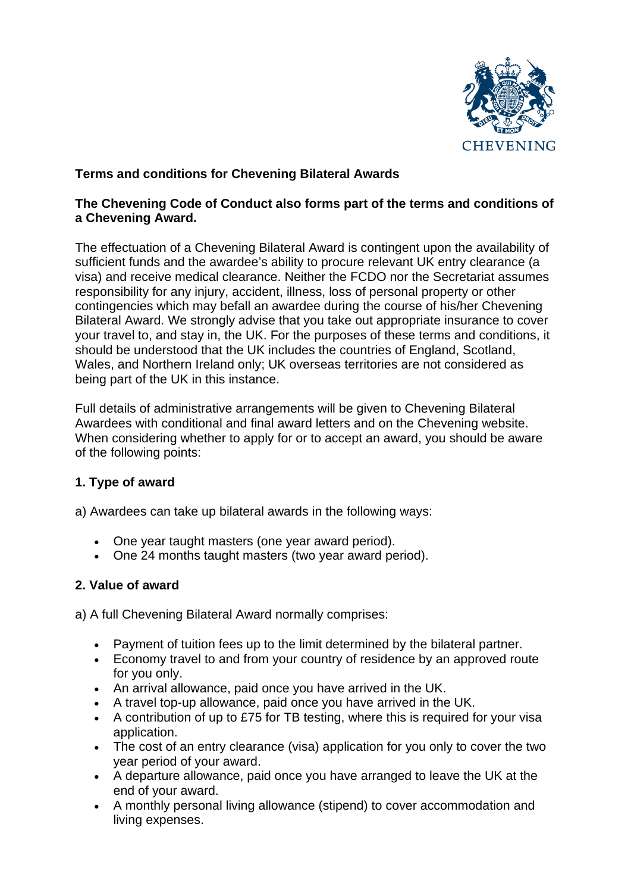# Terms and conditions for Chevening Bilateral Awards

**The Chevening Code of Conduct also forms part of the terms and conditions of a Chevening Award.**

The effectuation of a Chevening Bilateral Award is contingent upon the availability of sufficient funds and the awardee's ability to procure relevant UK entry clearance (a visa) and receive medical clearance. Neither the FCDO nor the Secretariat assumes responsibility for any injury, accident, illness, loss of personal property or other contingencies which may befall an awardee during the course of his/her Chevening Bilateral Award. We strongly advise that you take out appropriate insurance to cover your travel to, and stay in, the UK. For the purposes of these terms and conditions, it should be understood that the UK includes the countries of England, Scotland, Wales, and Northern Ireland only; UK overseas territories are not considered as being part of the UK in this instance.

Full details of administrative arrangements will be given to Chevening Bilateral Awardees with conditional and final award letters and on the Chevening website. When considering whether to apply for or to accept an award, you should be aware of the following points:

## 1. Type of award

a) Awardees can take up bilateral awards in the following ways:

- One year taught masters (one year award period).
- One 24 months taught masters (two year award period).

## 2. Value of award

a) A full Chevening Bilateral Award normally comprises:

- Payment of tuition fees up to the limit determined by the bilateral partner.
- Economy travel to and from your country of residence by an approved route for you only.
- An arrival allowance, paid once you have arrived in the UK.
- A travel top-up allowance, paid once you have arrived in the UK.
- A contribution of up to £75 for TB testing, where this is required for your visa application.
- The cost of an entry clearance (visa) application for you only to cover the two year period of your award.
- A departure allowance, paid once you have arranged to leave the UK at the end of your award.
- A monthly personal living allowance (stipend) to cover accommodation and living expenses.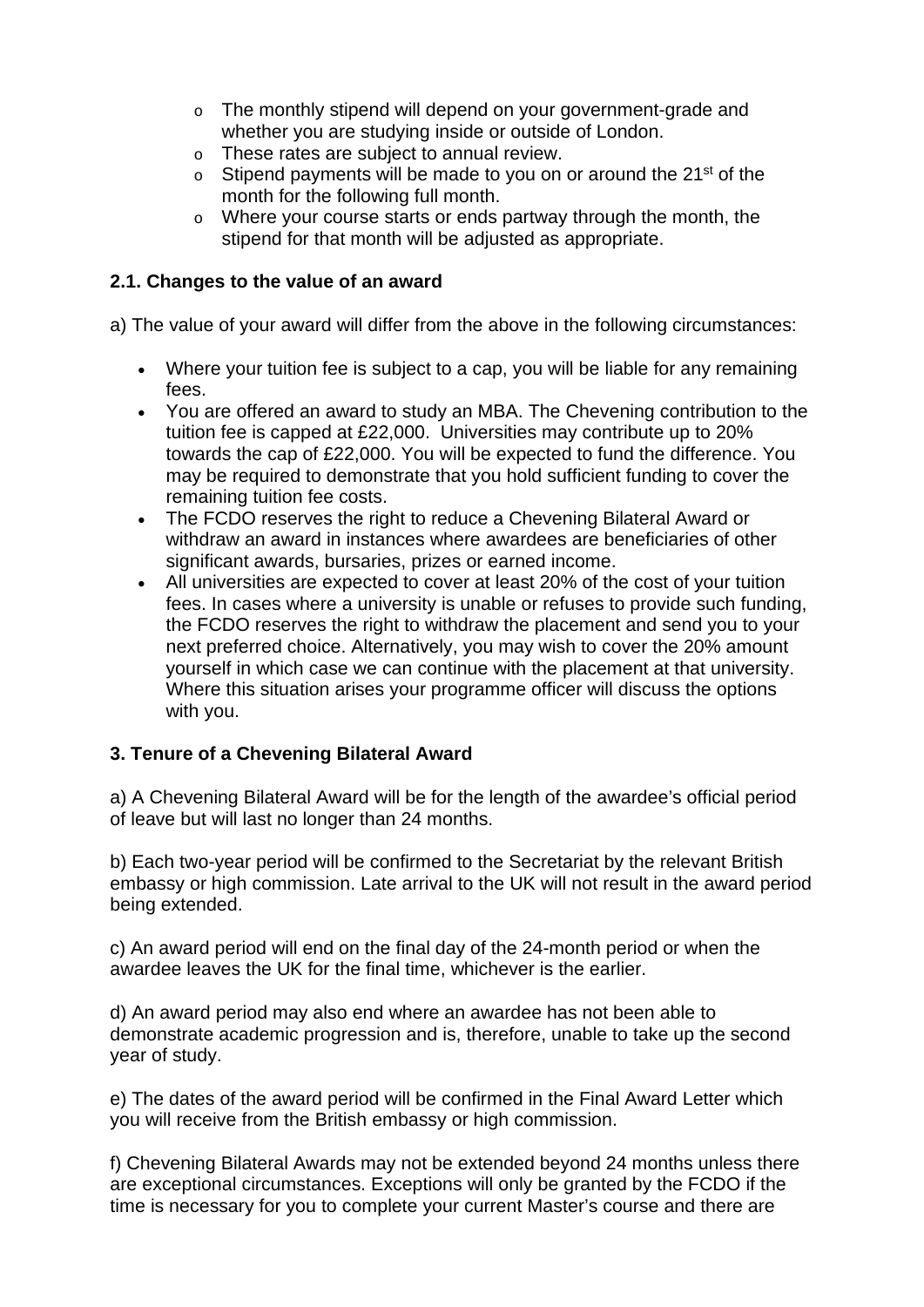- The monthly stipend will depend on your government-grade and whether you are studying inside or outside of London.
  - These rates are subject to annual review.
  - Stipend payments will be made to you on or around the 21st of the month for the following full month.
  - Where your course starts or ends partway through the month, the stipend for that month will be adjusted as appropriate.

### 2.1. Changes to the value of an award

a) The value of your award will differ from the above in the following circumstances:

- Where your tuition fee is subject to a cap, you will be liable for any remaining fees.
- You are offered an award to study an MBA. The Chevening contribution to the tuition fee is capped at £22,000. Universities may contribute up to 20% towards the cap of £22,000. You will be expected to fund the difference. You may be required to demonstrate that you hold sufficient funding to cover the remaining tuition fee costs.
- The FCDO reserves the right to reduce a Chevening Bilateral Award or withdraw an award in instances where awardees are beneficiaries of other significant awards, bursaries, prizes or earned income.
- All universities are expected to cover at least 20% of the cost of your tuition fees. In cases where a university is unable or refuses to provide such funding, the FCDO reserves the right to withdraw the placement and send you to your next preferred choice. Alternatively, you may wish to cover the 20% amount yourself in which case we can continue with the placement at that university. Where this situation arises your programme officer will discuss the options with you.

### 3. Tenure of a Chevening Bilateral Award

a) A Chevening Bilateral Award will be for the length of the awardee's official period of leave but will last no longer than 24 months.

b) Each two-year period will be confirmed to the Secretariat by the relevant British embassy or high commission. Late arrival to the UK will not result in the award period being extended.

c) An award period will end on the final day of the 24-month period or when the awardee leaves the UK for the final time, whichever is the earlier.

d) An award period may also end where an awardee has not been able to demonstrate academic progression and is, therefore, unable to take up the second year of study.

e) The dates of the award period will be confirmed in the Final Award Letter which you will receive from the British embassy or high commission.

f) Chevening Bilateral Awards may not be extended beyond 24 months unless there are exceptional circumstances. Exceptions will only be granted by the FCDO if the time is necessary for you to complete your current Master's course and there are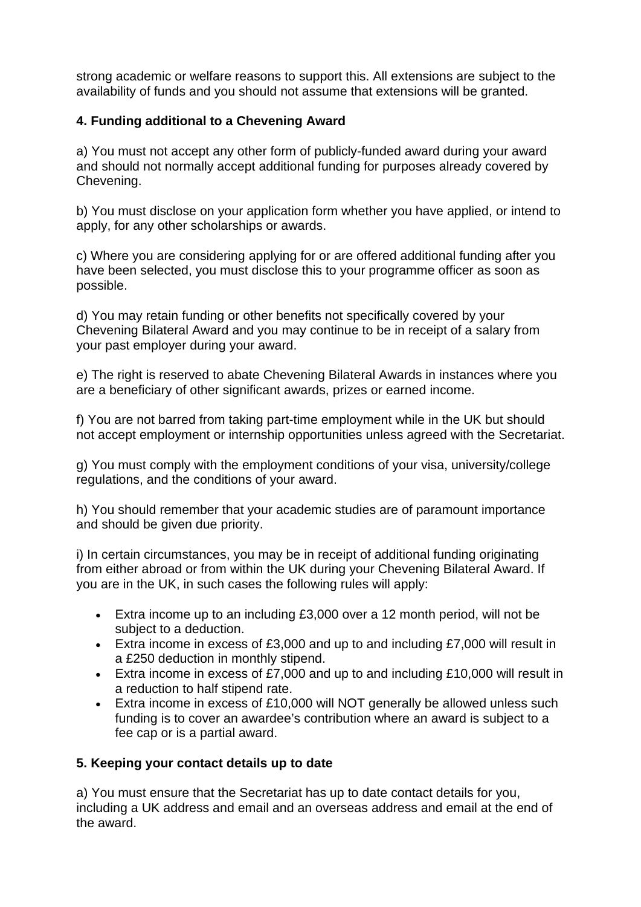strong academic or welfare reasons to support this. All extensions are subject to the availability of funds and you should not assume that extensions will be granted.

**4. Funding additional to a Chevening Award**

a) You must not accept any other form of publicly-funded award during your award and should not normally accept additional funding for purposes already covered by Chevening.

b) You must disclose on your application form whether you have applied, or intend to apply, for any other scholarships or awards.

c) Where you are considering applying for or are offered additional funding after you have been selected, you must disclose this to your programme officer as soon as possible.

d) You may retain funding or other benefits not specifically covered by your Chevening Bilateral Award and you may continue to be in receipt of a salary from your past employer during your award.

e) The right is reserved to abate Chevening Bilateral Awards in instances where you are a beneficiary of other significant awards, prizes or earned income.

f) You are not barred from taking part-time employment while in the UK but should not accept employment or internship opportunities unless agreed with the Secretariat.

g) You must comply with the employment conditions of your visa, university/college regulations, and the conditions of your award.

h) You should remember that your academic studies are of paramount importance and should be given due priority.

i) In certain circumstances, you may be in receipt of additional funding originating from either abroad or from within the UK during your Chevening Bilateral Award. If you are in the UK, in such cases the following rules will apply:

- Extra income up to an including £3,000 over a 12 month period, will not be subject to a deduction.
- Extra income in excess of £3,000 and up to and including £7,000 will result in a £250 deduction in monthly stipend.
- Extra income in excess of £7,000 and up to and including £10,000 will result in a reduction to half stipend rate.
- Extra income in excess of £10,000 will NOT generally be allowed unless such funding is to cover an awardee's contribution where an award is subject to a fee cap or is a partial award.

**5. Keeping your contact details up to date**

a) You must ensure that the Secretariat has up to date contact details for you, including a UK address and email and an overseas address and email at the end of the award.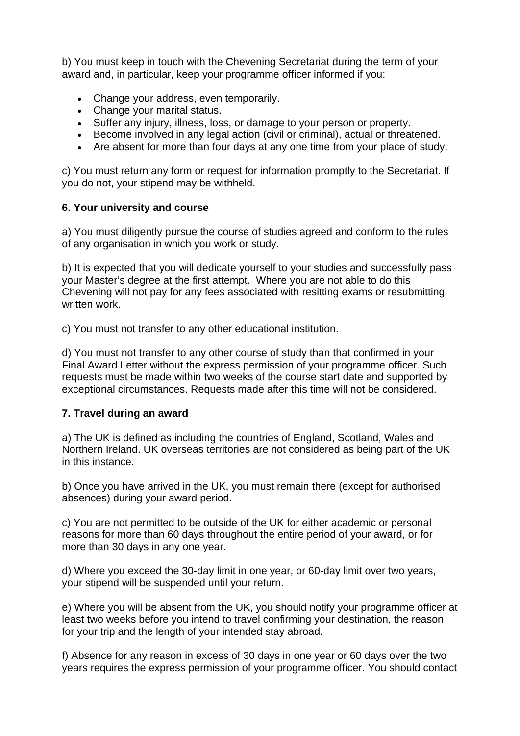b) You must keep in touch with the Chevening Secretariat during the term of your award and, in particular, keep your programme officer informed if you:

- Change your address, even temporarily.
- Change your marital status.
- Suffer any injury, illness, loss, or damage to your person or property.
- Become involved in any legal action (civil or criminal), actual or threatened.
- Are absent for more than four days at any one time from your place of study.

c) You must return any form or request for information promptly to the Secretariat. If you do not, your stipend may be withheld.

**6. Your university and course**

a) You must diligently pursue the course of studies agreed and conform to the rules of any organisation in which you work or study.

b) It is expected that you will dedicate yourself to your studies and successfully pass your Master's degree at the first attempt. Where you are not able to do this Chevening will not pay for any fees associated with resitting exams or resubmitting written work.

c) You must not transfer to any other educational institution.

d) You must not transfer to any other course of study than that confirmed in your Final Award Letter without the express permission of your programme officer. Such requests must be made within two weeks of the course start date and supported by exceptional circumstances. Requests made after this time will not be considered.

**7. Travel during an award**

a) The UK is defined as including the countries of England, Scotland, Wales and Northern Ireland. UK overseas territories are not considered as being part of the UK in this instance.

b) Once you have arrived in the UK, you must remain there (except for authorised absences) during your award period.

c) You are not permitted to be outside of the UK for either academic or personal reasons for more than 60 days throughout the entire period of your award, or for more than 30 days in any one year.

d) Where you exceed the 30-day limit in one year, or 60-day limit over two years, your stipend will be suspended until your return.

e) Where you will be absent from the UK, you should notify your programme officer at least two weeks before you intend to travel confirming your destination, the reason for your trip and the length of your intended stay abroad.

f) Absence for any reason in excess of 30 days in one year or 60 days over the two years requires the express permission of your programme officer. You should contact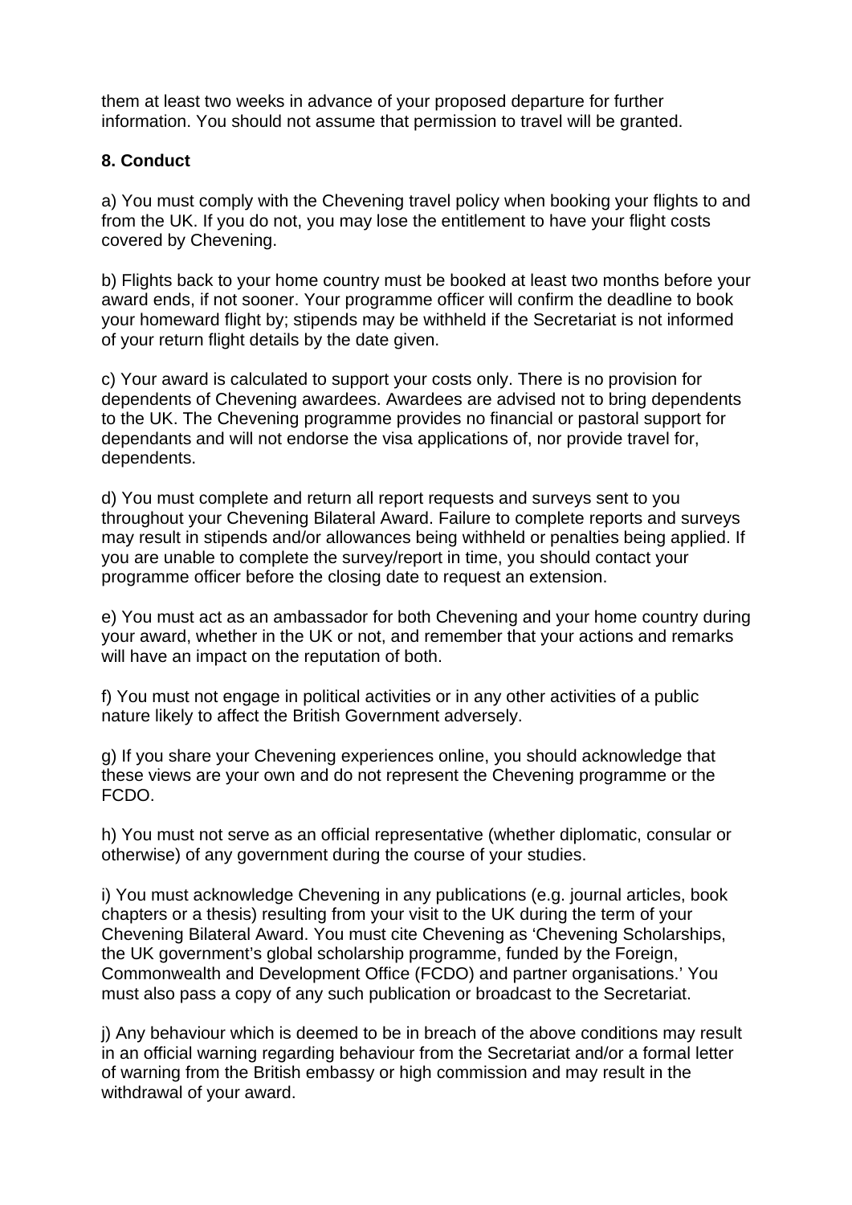them at least two weeks in advance of your proposed departure for further information. You should not assume that permission to travel will be granted.

**8. Conduct**

a) You must comply with the Chevening travel policy when booking your flights to and from the UK. If you do not, you may lose the entitlement to have your flight costs covered by Chevening.

b) Flights back to your home country must be booked at least two months before your award ends, if not sooner. Your programme officer will confirm the deadline to book your homeward flight by; stipends may be withheld if the Secretariat is not informed of your return flight details by the date given.

c) Your award is calculated to support your costs only. There is no provision for dependents of Chevening awardees. Awardees are advised not to bring dependents to the UK. The Chevening programme provides no financial or pastoral support for dependants and will not endorse the visa applications of, nor provide travel for, dependents.

d) You must complete and return all report requests and surveys sent to you throughout your Chevening Bilateral Award. Failure to complete reports and surveys may result in stipends and/or allowances being withheld or penalties being applied. If you are unable to complete the survey/report in time, you should contact your programme officer before the closing date to request an extension.

e) You must act as an ambassador for both Chevening and your home country during your award, whether in the UK or not, and remember that your actions and remarks will have an impact on the reputation of both.

f) You must not engage in political activities or in any other activities of a public nature likely to affect the British Government adversely.

g) If you share your Chevening experiences online, you should acknowledge that these views are your own and do not represent the Chevening programme or the FCDO.

h) You must not serve as an official representative (whether diplomatic, consular or otherwise) of any government during the course of your studies.

i) You must acknowledge Chevening in any publications (e.g. journal articles, book chapters or a thesis) resulting from your visit to the UK during the term of your Chevening Bilateral Award. You must cite Chevening as 'Chevening Scholarships, the UK government's global scholarship programme, funded by the Foreign, Commonwealth and Development Office (FCDO) and partner organisations.' You must also pass a copy of any such publication or broadcast to the Secretariat.

j) Any behaviour which is deemed to be in breach of the above conditions may result in an official warning regarding behaviour from the Secretariat and/or a formal letter of warning from the British embassy or high commission and may result in the withdrawal of your award.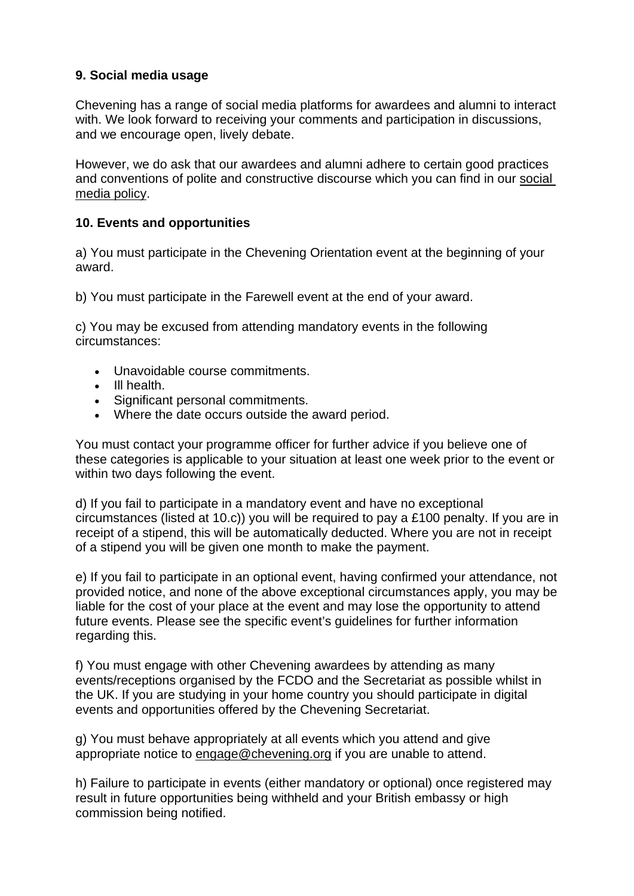**9. Social media usage**

Chevening has a range of social media platforms for awardees and alumni to interact with. We look forward to receiving your comments and participation in discussions, and we encourage open, lively debate.

However, we do ask that our awardees and alumni adhere to certain good practices and conventions of polite and constructive discourse which you can find in our social media policy.

**10. Events and opportunities**

a) You must participate in the Chevening Orientation event at the beginning of your award.

b) You must participate in the Farewell event at the end of your award.

c) You may be excused from attending mandatory events in the following circumstances:

- Unavoidable course commitments.
- Ill health.
- Significant personal commitments.
- Where the date occurs outside the award period.

You must contact your programme officer for further advice if you believe one of these categories is applicable to your situation at least one week prior to the event or within two days following the event.

d) If you fail to participate in a mandatory event and have no exceptional circumstances (listed at 10.c)) you will be required to pay a £100 penalty. If you are in receipt of a stipend, this will be automatically deducted. Where you are not in receipt of a stipend you will be given one month to make the payment.

e) If you fail to participate in an optional event, having confirmed your attendance, not provided notice, and none of the above exceptional circumstances apply, you may be liable for the cost of your place at the event and may lose the opportunity to attend future events. Please see the specific event's guidelines for further information regarding this.

f) You must engage with other Chevening awardees by attending as many events/receptions organised by the FCDO and the Secretariat as possible whilst in the UK. If you are studying in your home country you should participate in digital events and opportunities offered by the Chevening Secretariat.

g) You must behave appropriately at all events which you attend and give appropriate notice to engage@chevening.org if you are unable to attend.

h) Failure to participate in events (either mandatory or optional) once registered may result in future opportunities being withheld and your British embassy or high commission being notified.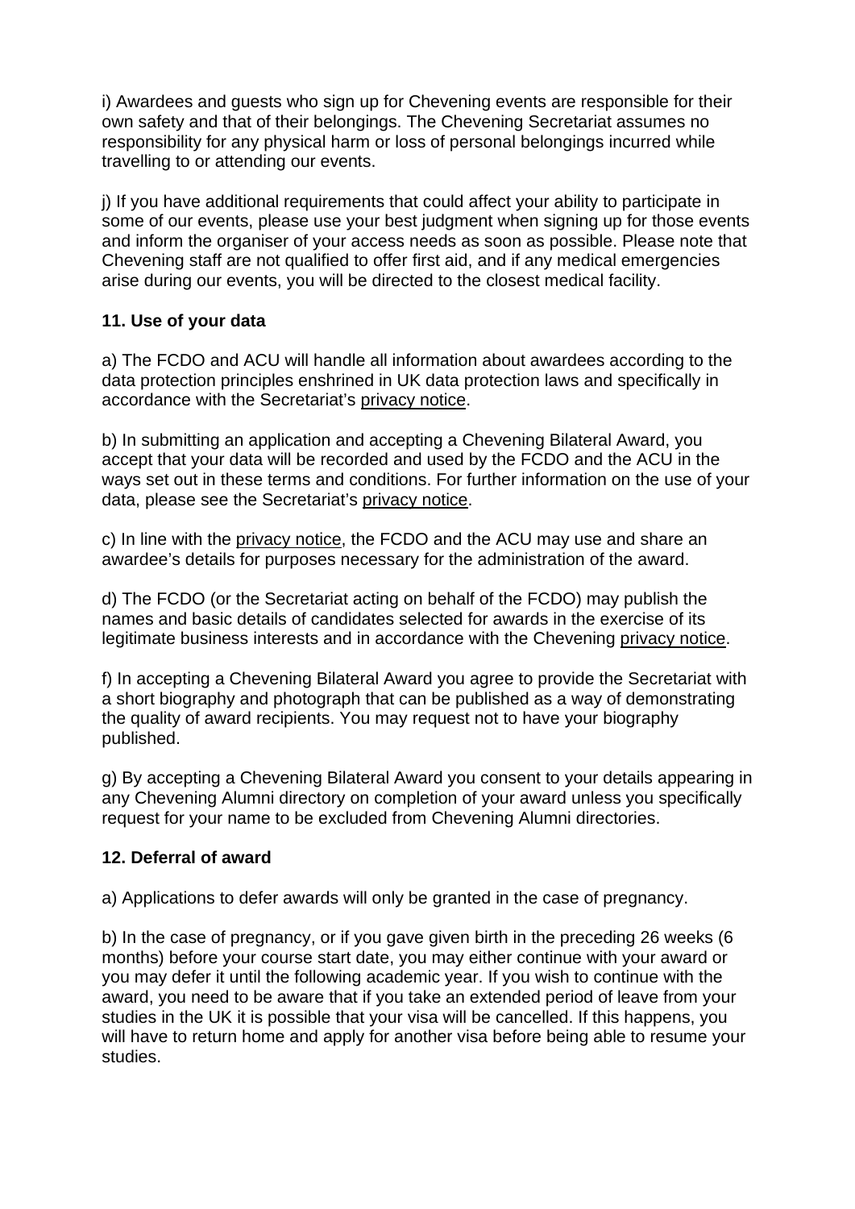i) Awardees and guests who sign up for Chevening events are responsible for their own safety and that of their belongings. The Chevening Secretariat assumes no responsibility for any physical harm or loss of personal belongings incurred while travelling to or attending our events.

j) If you have additional requirements that could affect your ability to participate in some of our events, please use your best judgment when signing up for those events and inform the organiser of your access needs as soon as possible. Please note that Chevening staff are not qualified to offer first aid, and if any medical emergencies arise during our events, you will be directed to the closest medical facility.

**11. Use of your data**

a) The FCDO and ACU will handle all information about awardees according to the data protection principles enshrined in UK data protection laws and specifically in accordance with the Secretariat's privacy notice.

b) In submitting an application and accepting a Chevening Bilateral Award, you accept that your data will be recorded and used by the FCDO and the ACU in the ways set out in these terms and conditions. For further information on the use of your data, please see the Secretariat's privacy notice.

c) In line with the privacy notice, the FCDO and the ACU may use and share an awardee's details for purposes necessary for the administration of the award.

d) The FCDO (or the Secretariat acting on behalf of the FCDO) may publish the names and basic details of candidates selected for awards in the exercise of its legitimate business interests and in accordance with the Chevening privacy notice.

f) In accepting a Chevening Bilateral Award you agree to provide the Secretariat with a short biography and photograph that can be published as a way of demonstrating the quality of award recipients. You may request not to have your biography published.

g) By accepting a Chevening Bilateral Award you consent to your details appearing in any Chevening Alumni directory on completion of your award unless you specifically request for your name to be excluded from Chevening Alumni directories.

**12. Deferral of award**

a) Applications to defer awards will only be granted in the case of pregnancy.

b) In the case of pregnancy, or if you gave given birth in the preceding 26 weeks (6 months) before your course start date, you may either continue with your award or you may defer it until the following academic year. If you wish to continue with the award, you need to be aware that if you take an extended period of leave from your studies in the UK it is possible that your visa will be cancelled. If this happens, you will have to return home and apply for another visa before being able to resume your studies.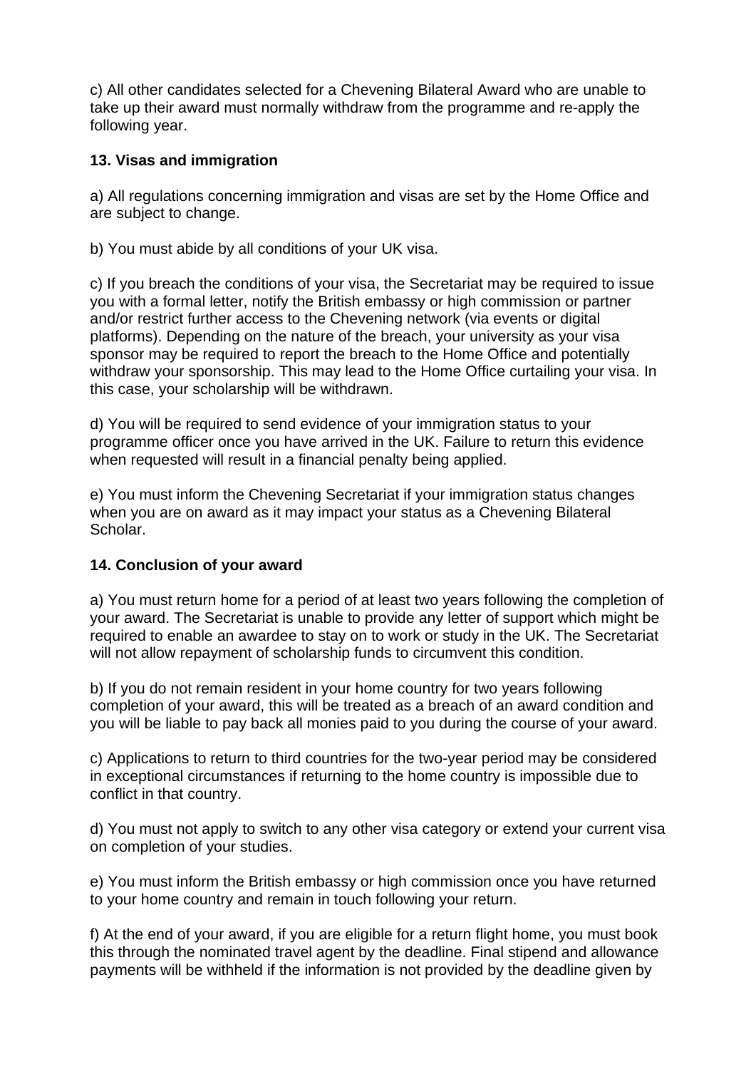c) All other candidates selected for a Chevening Bilateral Award who are unable to take up their award must normally withdraw from the programme and re-apply the following year.

**13. Visas and immigration**

a) All regulations concerning immigration and visas are set by the Home Office and are subject to change.

b) You must abide by all conditions of your UK visa.

c) If you breach the conditions of your visa, the Secretariat may be required to issue you with a formal letter, notify the British embassy or high commission or partner and/or restrict further access to the Chevening network (via events or digital platforms). Depending on the nature of the breach, your university as your visa sponsor may be required to report the breach to the Home Office and potentially withdraw your sponsorship. This may lead to the Home Office curtailing your visa. In this case, your scholarship will be withdrawn.

d) You will be required to send evidence of your immigration status to your programme officer once you have arrived in the UK. Failure to return this evidence when requested will result in a financial penalty being applied.

e) You must inform the Chevening Secretariat if your immigration status changes when you are on award as it may impact your status as a Chevening Bilateral Scholar.

**14. Conclusion of your award**

a) You must return home for a period of at least two years following the completion of your award. The Secretariat is unable to provide any letter of support which might be required to enable an awardee to stay on to work or study in the UK. The Secretariat will not allow repayment of scholarship funds to circumvent this condition.

b) If you do not remain resident in your home country for two years following completion of your award, this will be treated as a breach of an award condition and you will be liable to pay back all monies paid to you during the course of your award.

c) Applications to return to third countries for the two-year period may be considered in exceptional circumstances if returning to the home country is impossible due to conflict in that country.

d) You must not apply to switch to any other visa category or extend your current visa on completion of your studies.

e) You must inform the British embassy or high commission once you have returned to your home country and remain in touch following your return.

f) At the end of your award, if you are eligible for a return flight home, you must book this through the nominated travel agent by the deadline. Final stipend and allowance payments will be withheld if the information is not provided by the deadline given by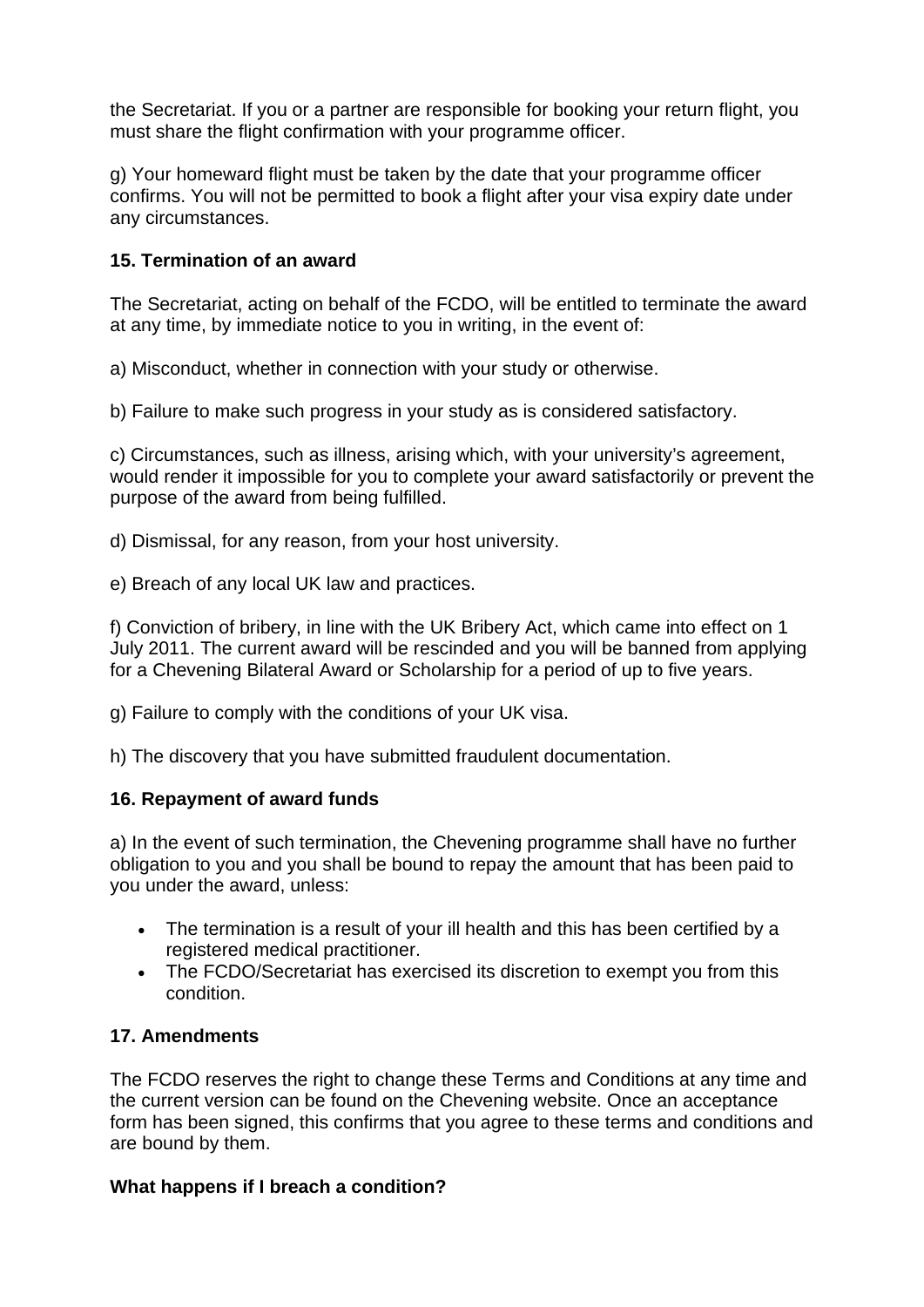the Secretariat. If you or a partner are responsible for booking your return flight, you must share the flight confirmation with your programme officer.

g) Your homeward flight must be taken by the date that your programme officer confirms. You will not be permitted to book a flight after your visa expiry date under any circumstances.

### 15. Termination of an award

The Secretariat, acting on behalf of the FCDO, will be entitled to terminate the award at any time, by immediate notice to you in writing, in the event of:

a) Misconduct, whether in connection with your study or otherwise.

b) Failure to make such progress in your study as is considered satisfactory.

c) Circumstances, such as illness, arising which, with your university's agreement, would render it impossible for you to complete your award satisfactorily or prevent the purpose of the award from being fulfilled.

d) Dismissal, for any reason, from your host university.

e) Breach of any local UK law and practices.

f) Conviction of bribery, in line with the UK Bribery Act, which came into effect on 1 July 2011. The current award will be rescinded and you will be banned from applying for a Chevening Bilateral Award or Scholarship for a period of up to five years.

g) Failure to comply with the conditions of your UK visa.

h) The discovery that you have submitted fraudulent documentation.

### 16. Repayment of award funds

a) In the event of such termination, the Chevening programme shall have no further obligation to you and you shall be bound to repay the amount that has been paid to you under the award, unless:

- The termination is a result of your ill health and this has been certified by a registered medical practitioner.
- The FCDO/Secretariat has exercised its discretion to exempt you from this condition.

### 17. Amendments

The FCDO reserves the right to change these Terms and Conditions at any time and the current version can be found on the Chevening website. Once an acceptance form has been signed, this confirms that you agree to these terms and conditions and are bound by them.

### What happens if I breach a condition?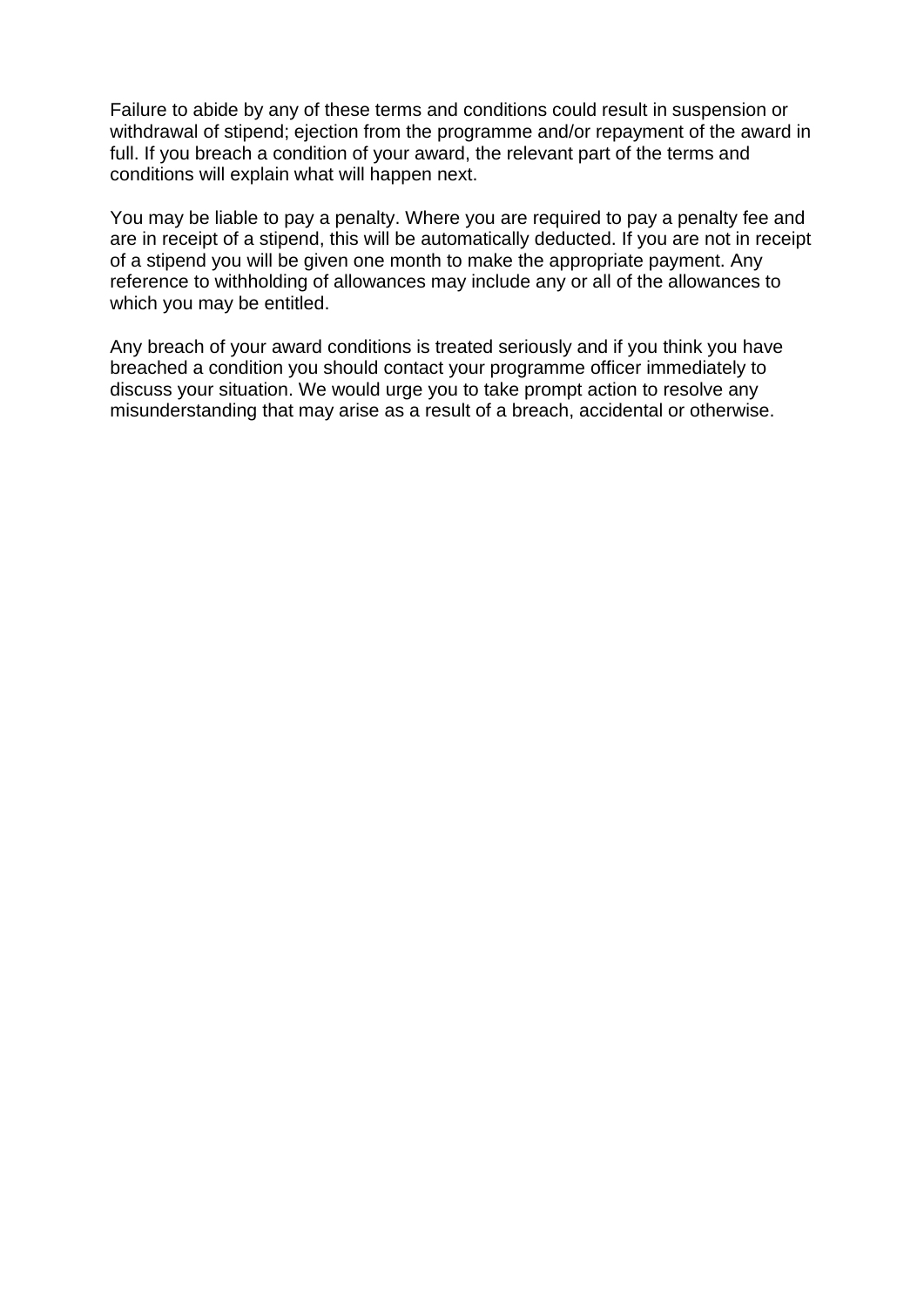Failure to abide by any of these terms and conditions could result in suspension or withdrawal of stipend; ejection from the programme and/or repayment of the award in full. If you breach a condition of your award, the relevant part of the terms and conditions will explain what will happen next.

You may be liable to pay a penalty. Where you are required to pay a penalty fee and are in receipt of a stipend, this will be automatically deducted. If you are not in receipt of a stipend you will be given one month to make the appropriate payment. Any reference to withholding of allowances may include any or all of the allowances to which you may be entitled.

Any breach of your award conditions is treated seriously and if you think you have breached a condition you should contact your programme officer immediately to discuss your situation. We would urge you to take prompt action to resolve any misunderstanding that may arise as a result of a breach, accidental or otherwise.